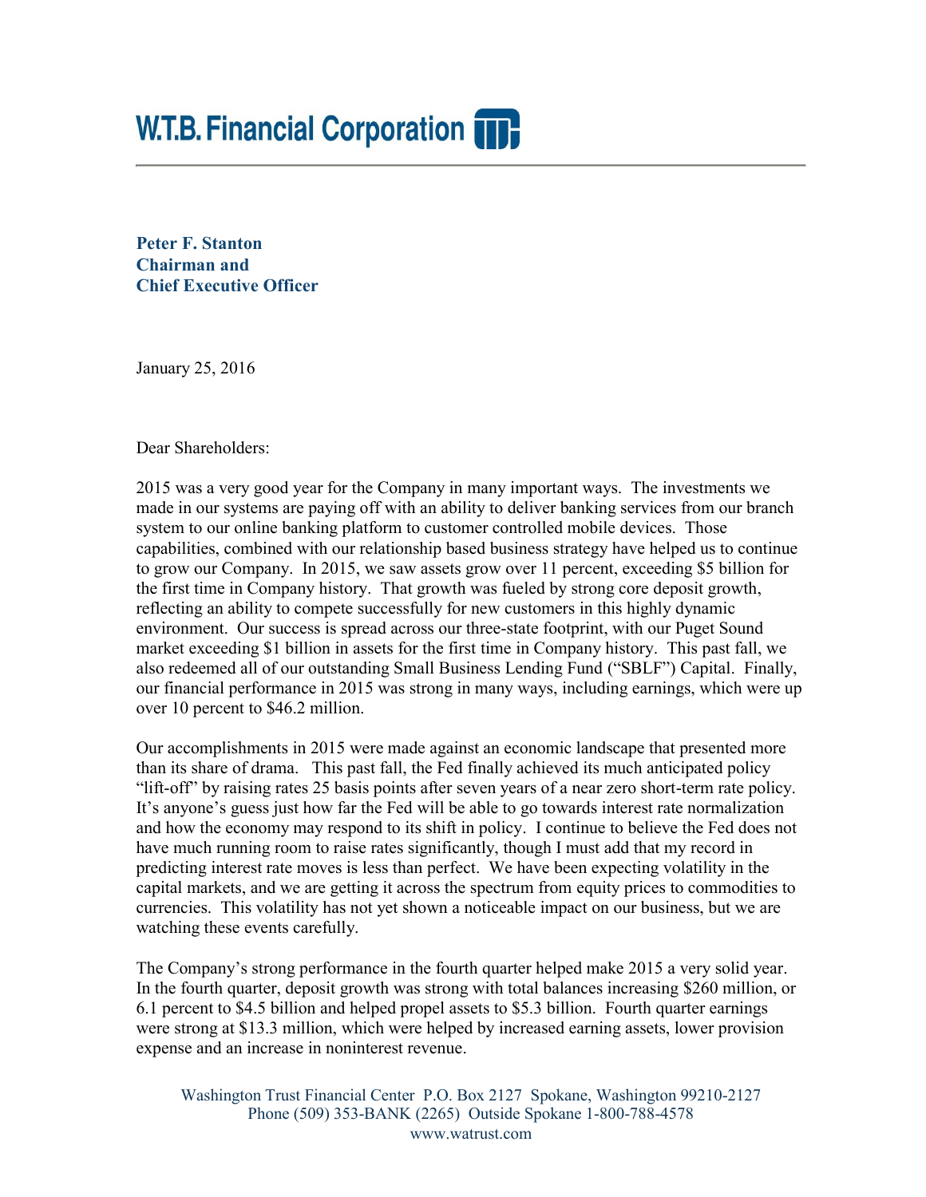# W.T.B. Financial Corporation

**Peter F. Stanton**
**Chairman and**
**Chief Executive Officer**

January 25, 2016

Dear Shareholders:

2015 was a very good year for the Company in many important ways. The investments we made in our systems are paying off with an ability to deliver banking services from our branch system to our online banking platform to customer controlled mobile devices. Those capabilities, combined with our relationship based business strategy have helped us to continue to grow our Company. In 2015, we saw assets grow over 11 percent, exceeding $5 billion for the first time in Company history. That growth was fueled by strong core deposit growth, reflecting an ability to compete successfully for new customers in this highly dynamic environment. Our success is spread across our three-state footprint, with our Puget Sound market exceeding $1 billion in assets for the first time in Company history. This past fall, we also redeemed all of our outstanding Small Business Lending Fund ("SBLF") Capital. Finally, our financial performance in 2015 was strong in many ways, including earnings, which were up over 10 percent to $46.2 million.

Our accomplishments in 2015 were made against an economic landscape that presented more than its share of drama. This past fall, the Fed finally achieved its much anticipated policy "lift-off" by raising rates 25 basis points after seven years of a near zero short-term rate policy. It's anyone's guess just how far the Fed will be able to go towards interest rate normalization and how the economy may respond to its shift in policy. I continue to believe the Fed does not have much running room to raise rates significantly, though I must add that my record in predicting interest rate moves is less than perfect. We have been expecting volatility in the capital markets, and we are getting it across the spectrum from equity prices to commodities to currencies. This volatility has not yet shown a noticeable impact on our business, but we are watching these events carefully.

The Company's strong performance in the fourth quarter helped make 2015 a very solid year. In the fourth quarter, deposit growth was strong with total balances increasing $260 million, or 6.1 percent to $4.5 billion and helped propel assets to $5.3 billion. Fourth quarter earnings were strong at $13.3 million, which were helped by increased earning assets, lower provision expense and an increase in noninterest revenue.

Washington Trust Financial Center P.O. Box 2127 Spokane, Washington 99210-2127
Phone (509) 353-BANK (2265) Outside Spokane 1-800-788-4578
www.watrust.com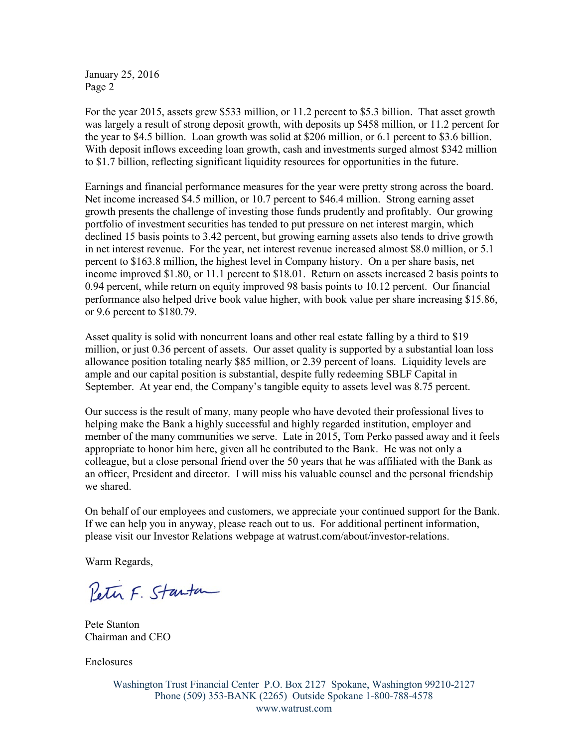For the year 2015, assets grew $533 million, or 11.2 percent to $5.3 billion. That asset growth was largely a result of strong deposit growth, with deposits up $458 million, or 11.2 percent for the year to $4.5 billion. Loan growth was solid at $206 million, or 6.1 percent to $3.6 billion. With deposit inflows exceeding loan growth, cash and investments surged almost $342 million to $1.7 billion, reflecting significant liquidity resources for opportunities in the future.

Earnings and financial performance measures for the year were pretty strong across the board. Net income increased $4.5 million, or 10.7 percent to $46.4 million. Strong earning asset growth presents the challenge of investing those funds prudently and profitably. Our growing portfolio of investment securities has tended to put pressure on net interest margin, which declined 15 basis points to 3.42 percent, but growing earning assets also tends to drive growth in net interest revenue. For the year, net interest revenue increased almost $8.0 million, or 5.1 percent to $163.8 million, the highest level in Company history. On a per share basis, net income improved $1.80, or 11.1 percent to $18.01. Return on assets increased 2 basis points to 0.94 percent, while return on equity improved 98 basis points to 10.12 percent. Our financial performance also helped drive book value higher, with book value per share increasing $15.86, or 9.6 percent to $180.79.

Asset quality is solid with noncurrent loans and other real estate falling by a third to $19 million, or just 0.36 percent of assets. Our asset quality is supported by a substantial loan loss allowance position totaling nearly $85 million, or 2.39 percent of loans. Liquidity levels are ample and our capital position is substantial, despite fully redeeming SBLF Capital in September. At year end, the Company's tangible equity to assets level was 8.75 percent.

Our success is the result of many, many people who have devoted their professional lives to helping make the Bank a highly successful and highly regarded institution, employer and member of the many communities we serve. Late in 2015, Tom Perko passed away and it feels appropriate to honor him here, given all he contributed to the Bank. He was not only a colleague, but a close personal friend over the 50 years that he was affiliated with the Bank as an officer, President and director. I will miss his valuable counsel and the personal friendship we shared.

On behalf of our employees and customers, we appreciate your continued support for the Bank. If we can help you in anyway, please reach out to us. For additional pertinent information, please visit our Investor Relations webpage at watrust.com/about/investor-relations.

Warm Regards,

Peter F. Stanton

Pete Stanton
Chairman and CEO

Enclosures

Washington Trust Financial Center P.O. Box 2127 Spokane, Washington 99210-2127
Phone (509) 353-BANK (2265) Outside Spokane 1-800-788-4578
www.watrust.com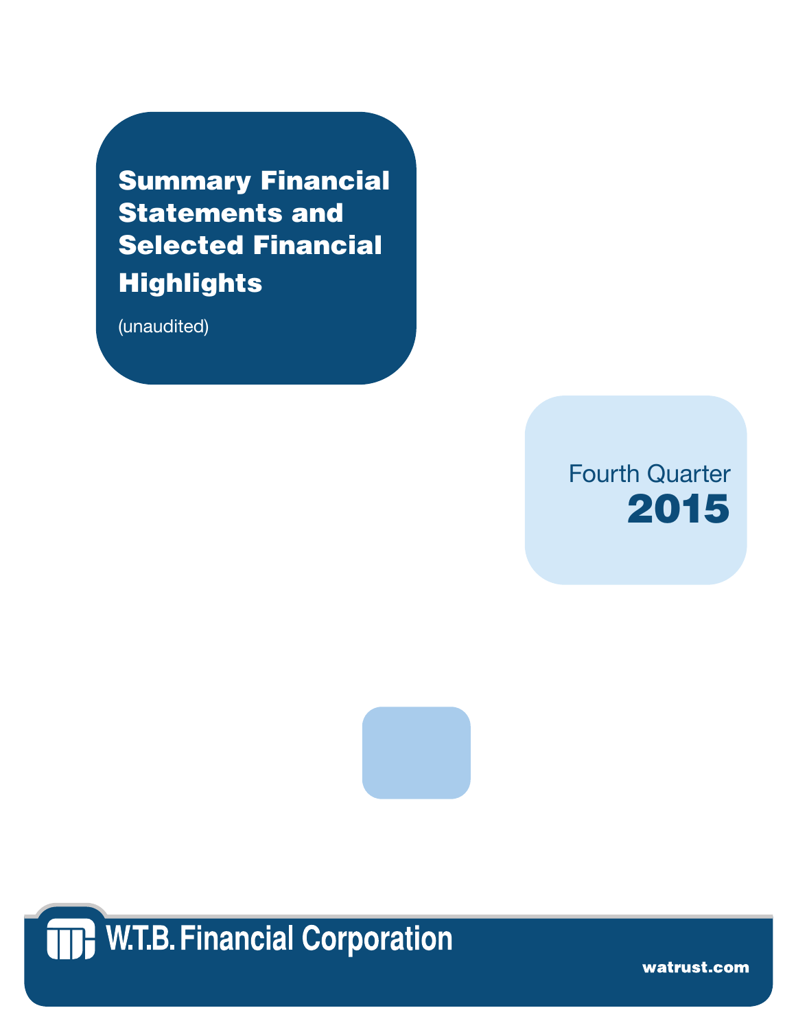# Summary Financial Statements and Selected Financial Highlights

(unaudited)

Fourth Quarter

**2015**

W.T.B. Financial Corporation

**watrust.com**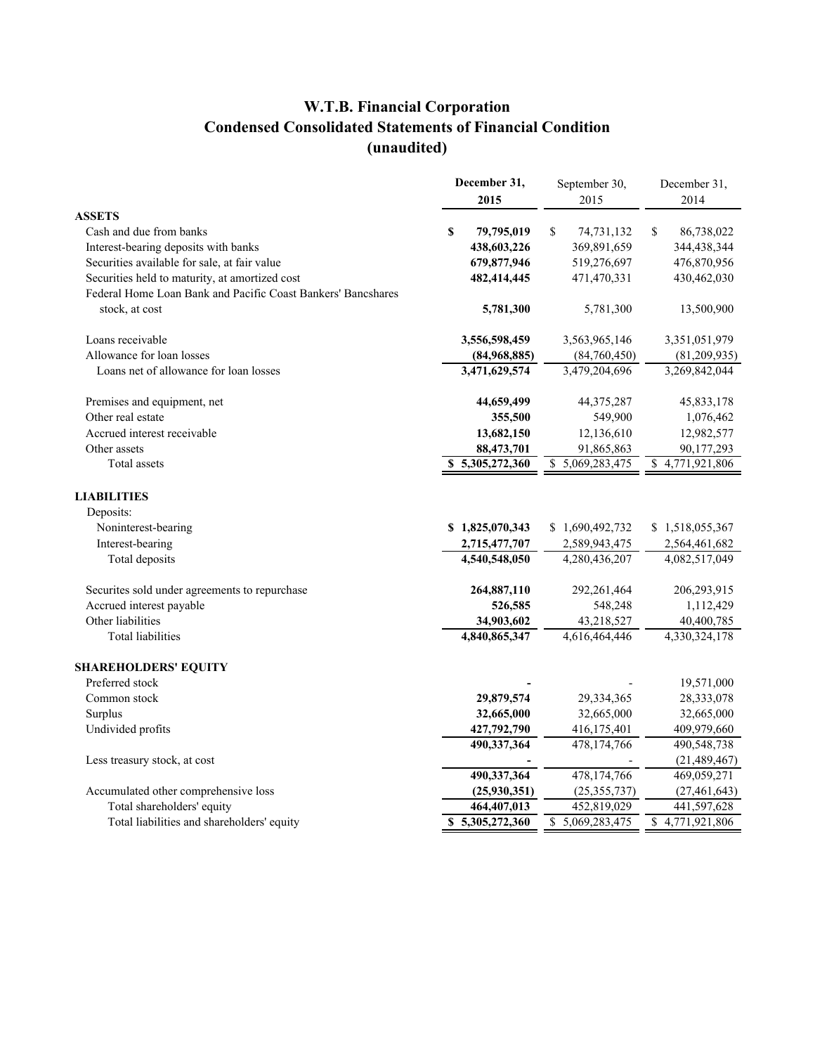# W.T.B. Financial Corporation
## Condensed Consolidated Statements of Financial Condition
## (unaudited)

| | **December 31, 2015** | September 30, 2015 | December 31, 2014 |
|---|---|---|---|
| **ASSETS** | | | |
| Cash and due from banks | **$ 79,795,019** | $ 74,731,132 | $ 86,738,022 |
| Interest-bearing deposits with banks | **438,603,226** | 369,891,659 | 344,438,344 |
| Securities available for sale, at fair value | **679,877,946** | 519,276,697 | 476,870,956 |
| Securities held to maturity, at amortized cost | **482,414,445** | 471,470,331 | 430,462,030 |
| Federal Home Loan Bank and Pacific Coast Bankers' Bancshares stock, at cost | **5,781,300** | 5,781,300 | 13,500,900 |
| Loans receivable | **3,556,598,459** | 3,563,965,146 | 3,351,051,979 |
| Allowance for loan losses | **(84,968,885)** | (84,760,450) | (81,209,935) |
| Loans net of allowance for loan losses | **3,471,629,574** | 3,479,204,696 | 3,269,842,044 |
| Premises and equipment, net | **44,659,499** | 44,375,287 | 45,833,178 |
| Other real estate | **355,500** | 549,900 | 1,076,462 |
| Accrued interest receivable | **13,682,150** | 12,136,610 | 12,982,577 |
| Other assets | **88,473,701** | 91,865,863 | 90,177,293 |
| Total assets | **$ 5,305,272,360** | $ 5,069,283,475 | $ 4,771,921,806 |
| **LIABILITIES** | | | |
| Deposits: | | | |
| Noninterest-bearing | **$ 1,825,070,343** | $ 1,690,492,732 | $ 1,518,055,367 |
| Interest-bearing | **2,715,477,707** | 2,589,943,475 | 2,564,461,682 |
| Total deposits | **4,540,548,050** | 4,280,436,207 | 4,082,517,049 |
| Securites sold under agreements to repurchase | **264,887,110** | 292,261,464 | 206,293,915 |
| Accrued interest payable | **526,585** | 548,248 | 1,112,429 |
| Other liabilities | **34,903,602** | 43,218,527 | 40,400,785 |
| Total liabilities | **4,840,865,347** | 4,616,464,446 | 4,330,324,178 |
| **SHAREHOLDERS' EQUITY** | | | |
| Preferred stock | **-** | - | 19,571,000 |
| Common stock | **29,879,574** | 29,334,365 | 28,333,078 |
| Surplus | **32,665,000** | 32,665,000 | 32,665,000 |
| Undivided profits | **427,792,790** | 416,175,401 | 409,979,660 |
| | **490,337,364** | 478,174,766 | 490,548,738 |
| Less treasury stock, at cost | **-** | - | (21,489,467) |
| | **490,337,364** | 478,174,766 | 469,059,271 |
| Accumulated other comprehensive loss | **(25,930,351)** | (25,355,737) | (27,461,643) |
| Total shareholders' equity | **464,407,013** | 452,819,029 | 441,597,628 |
| Total liabilities and shareholders' equity | **$ 5,305,272,360** | $ 5,069,283,475 | $ 4,771,921,806 |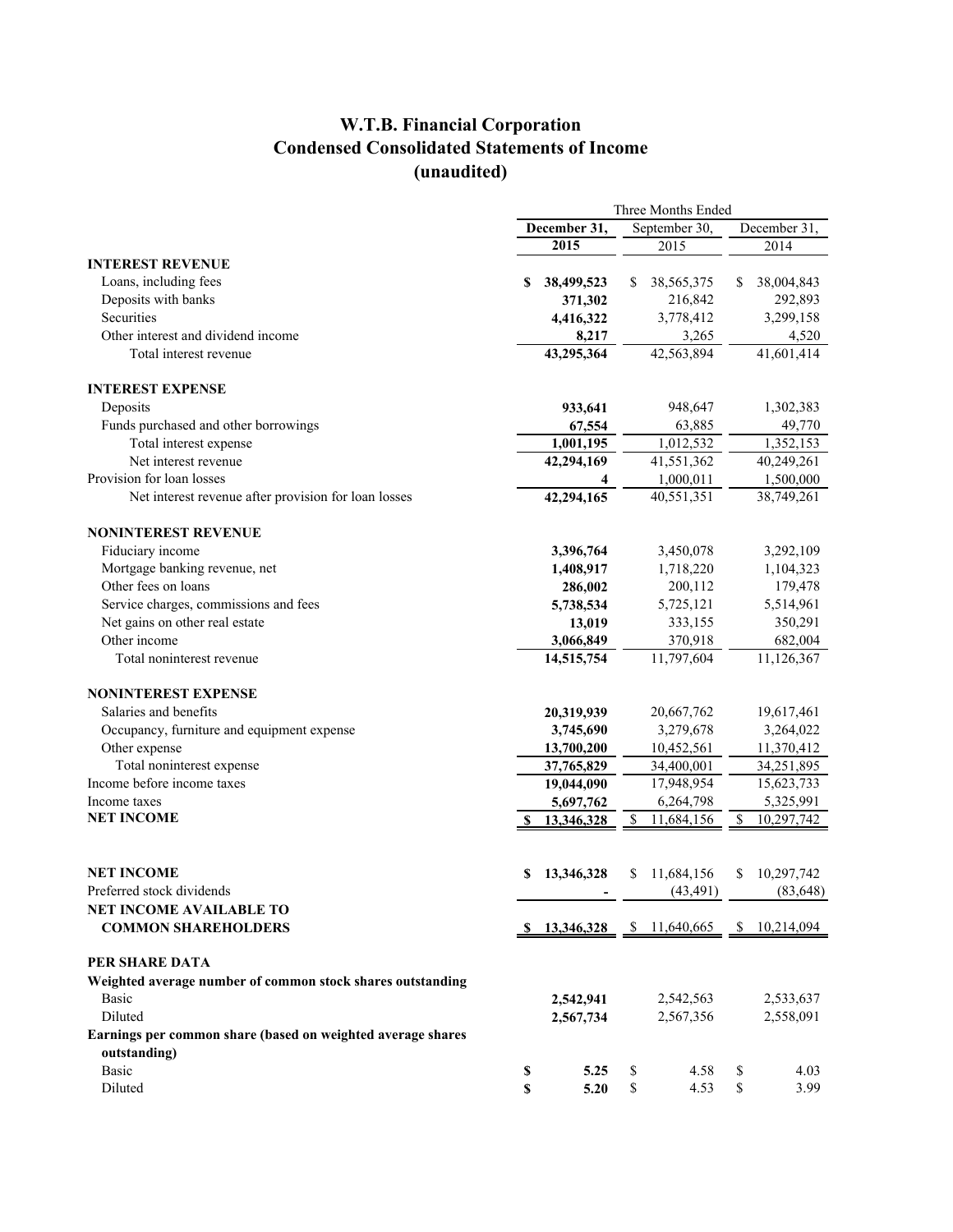# W.T.B. Financial Corporation
## Condensed Consolidated Statements of Income
## (unaudited)

| | Three Months Ended | | |
|---|---|---|---|
| | **December 31, 2015** | September 30, 2015 | December 31, 2014 |
| **INTEREST REVENUE** | | | |
| Loans, including fees | **$ 38,499,523** | $ 38,565,375 | $ 38,004,843 |
| Deposits with banks | **371,302** | 216,842 | 292,893 |
| Securities | **4,416,322** | 3,778,412 | 3,299,158 |
| Other interest and dividend income | **8,217** | 3,265 | 4,520 |
| Total interest revenue | **43,295,364** | 42,563,894 | 41,601,414 |
| **INTEREST EXPENSE** | | | |
| Deposits | **933,641** | 948,647 | 1,302,383 |
| Funds purchased and other borrowings | **67,554** | 63,885 | 49,770 |
| Total interest expense | **1,001,195** | 1,012,532 | 1,352,153 |
| Net interest revenue | **42,294,169** | 41,551,362 | 40,249,261 |
| Provision for loan losses | **4** | 1,000,011 | 1,500,000 |
| Net interest revenue after provision for loan losses | **42,294,165** | 40,551,351 | 38,749,261 |
| **NONINTEREST REVENUE** | | | |
| Fiduciary income | **3,396,764** | 3,450,078 | 3,292,109 |
| Mortgage banking revenue, net | **1,408,917** | 1,718,220 | 1,104,323 |
| Other fees on loans | **286,002** | 200,112 | 179,478 |
| Service charges, commissions and fees | **5,738,534** | 5,725,121 | 5,514,961 |
| Net gains on other real estate | **13,019** | 333,155 | 350,291 |
| Other income | **3,066,849** | 370,918 | 682,004 |
| Total noninterest revenue | **14,515,754** | 11,797,604 | 11,126,367 |
| **NONINTEREST EXPENSE** | | | |
| Salaries and benefits | **20,319,939** | 20,667,762 | 19,617,461 |
| Occupancy, furniture and equipment expense | **3,745,690** | 3,279,678 | 3,264,022 |
| Other expense | **13,700,200** | 10,452,561 | 11,370,412 |
| Total noninterest expense | **37,765,829** | 34,400,001 | 34,251,895 |
| Income before income taxes | **19,044,090** | 17,948,954 | 15,623,733 |
| Income taxes | **5,697,762** | 6,264,798 | 5,325,991 |
| **NET INCOME** | **$ 13,346,328** | $ 11,684,156 | $ 10,297,742 |
| | | | |
| **NET INCOME** | **$ 13,346,328** | $ 11,684,156 | $ 10,297,742 |
| Preferred stock dividends | **-** | (43,491) | (83,648) |
| **NET INCOME AVAILABLE TO COMMON SHAREHOLDERS** | **$ 13,346,328** | $ 11,640,665 | $ 10,214,094 |
| | | | |
| **PER SHARE DATA** | | | |
| **Weighted average number of common stock shares outstanding** | | | |
| Basic | **2,542,941** | 2,542,563 | 2,533,637 |
| Diluted | **2,567,734** | 2,567,356 | 2,558,091 |
| **Earnings per common share (based on weighted average shares outstanding)** | | | |
| Basic | **$ 5.25** | $ 4.58 | $ 4.03 |
| Diluted | **$ 5.20** | $ 4.53 | $ 3.99 |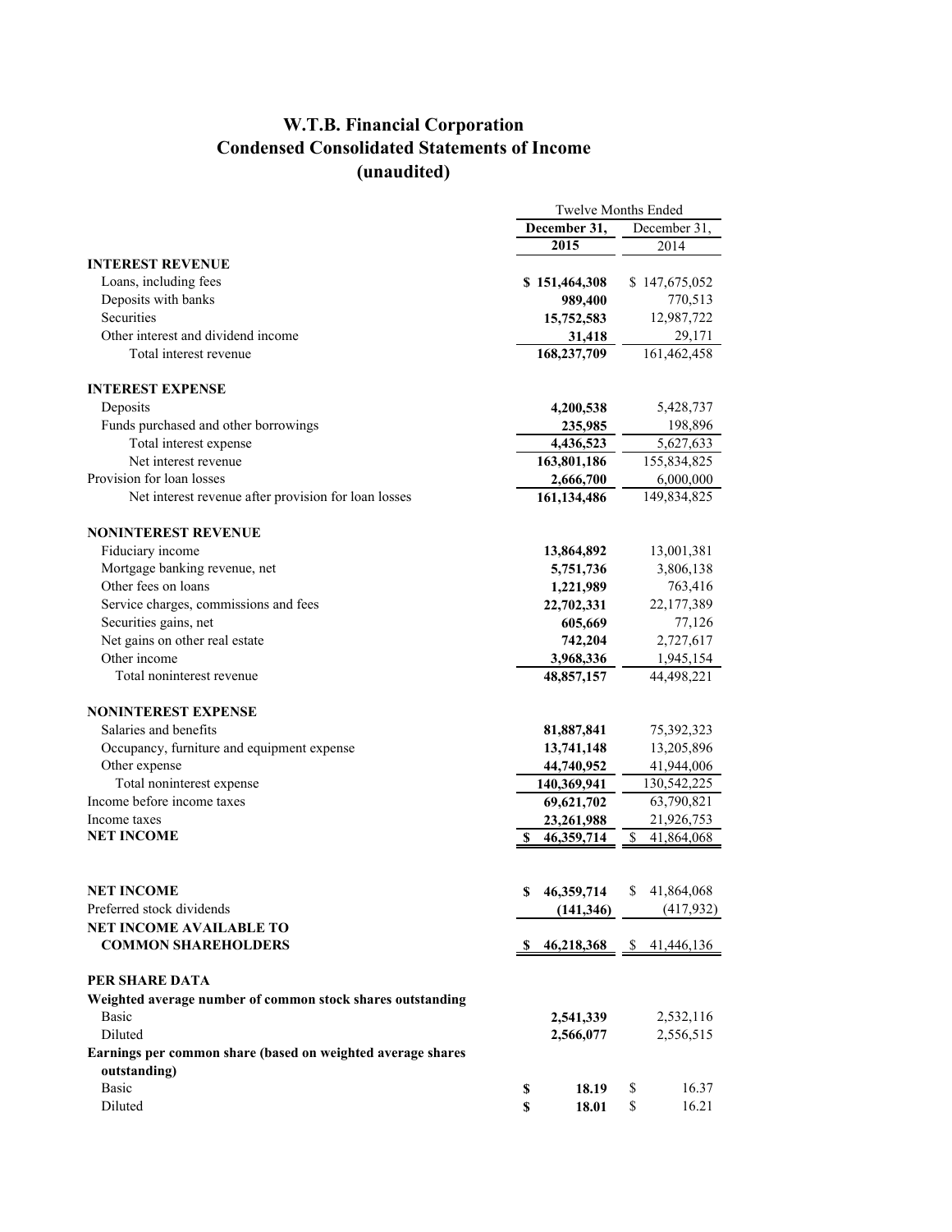# W.T.B. Financial Corporation
## Condensed Consolidated Statements of Income
## (unaudited)

| | Twelve Months Ended | |
|---|---|---|
| | **December 31, 2015** | December 31, 2014 |
| **INTEREST REVENUE** | | |
| Loans, including fees | **$ 151,464,308** | $ 147,675,052 |
| Deposits with banks | **989,400** | 770,513 |
| Securities | **15,752,583** | 12,987,722 |
| Other interest and dividend income | **31,418** | 29,171 |
| Total interest revenue | **168,237,709** | 161,462,458 |
| **INTEREST EXPENSE** | | |
| Deposits | **4,200,538** | 5,428,737 |
| Funds purchased and other borrowings | **235,985** | 198,896 |
| Total interest expense | **4,436,523** | 5,627,633 |
| Net interest revenue | **163,801,186** | 155,834,825 |
| Provision for loan losses | **2,666,700** | 6,000,000 |
| Net interest revenue after provision for loan losses | **161,134,486** | 149,834,825 |
| **NONINTEREST REVENUE** | | |
| Fiduciary income | **13,864,892** | 13,001,381 |
| Mortgage banking revenue, net | **5,751,736** | 3,806,138 |
| Other fees on loans | **1,221,989** | 763,416 |
| Service charges, commissions and fees | **22,702,331** | 22,177,389 |
| Securities gains, net | **605,669** | 77,126 |
| Net gains on other real estate | **742,204** | 2,727,617 |
| Other income | **3,968,336** | 1,945,154 |
| Total noninterest revenue | **48,857,157** | 44,498,221 |
| **NONINTEREST EXPENSE** | | |
| Salaries and benefits | **81,887,841** | 75,392,323 |
| Occupancy, furniture and equipment expense | **13,741,148** | 13,205,896 |
| Other expense | **44,740,952** | 41,944,006 |
| Total noninterest expense | **140,369,941** | 130,542,225 |
| Income before income taxes | **69,621,702** | 63,790,821 |
| Income taxes | **23,261,988** | 21,926,753 |
| **NET INCOME** | **$ 46,359,714** | $ 41,864,068 |
| | | |
| **NET INCOME** | **$ 46,359,714** | $ 41,864,068 |
| Preferred stock dividends | **(141,346)** | (417,932) |
| **NET INCOME AVAILABLE TO COMMON SHAREHOLDERS** | **$ 46,218,368** | $ 41,446,136 |
| | | |
| **PER SHARE DATA** | | |
| **Weighted average number of common stock shares outstanding** | | |
| Basic | **2,541,339** | 2,532,116 |
| Diluted | **2,566,077** | 2,556,515 |
| **Earnings per common share (based on weighted average shares outstanding)** | | |
| Basic | **$ 18.19** | $ 16.37 |
| Diluted | **$ 18.01** | $ 16.21 |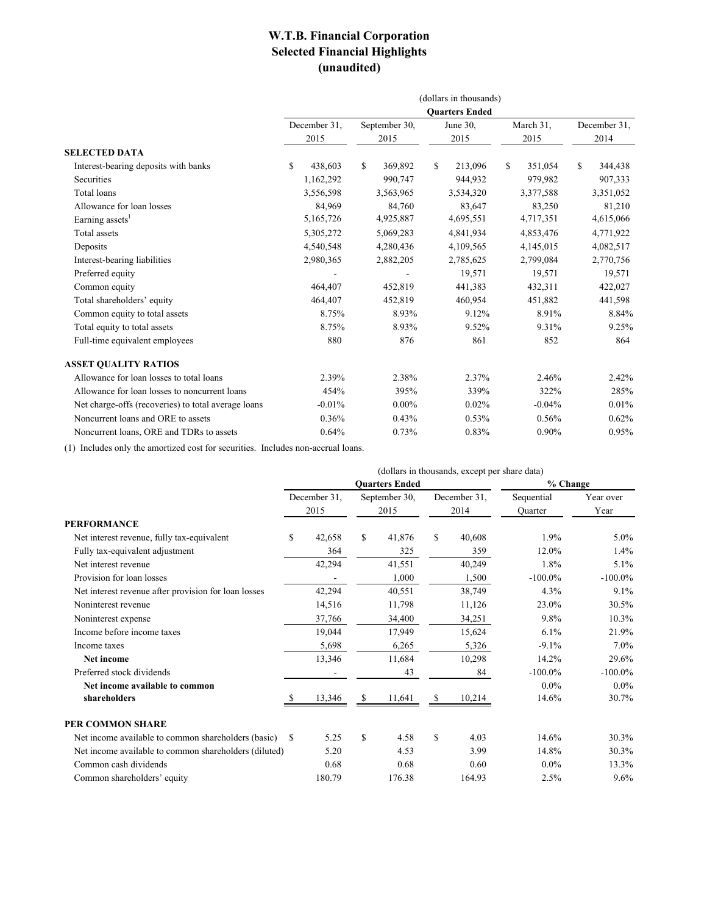# W.T.B. Financial Corporation
# Selected Financial Highlights
# (unaudited)

| | (dollars in thousands) | | | | |
|---|---|---|---|---|---|
| | Quarters Ended | | | | |
| | December 31, 2015 | September 30, 2015 | June 30, 2015 | March 31, 2015 | December 31, 2014 |
| **SELECTED DATA** | | | | | |
| Interest-bearing deposits with banks | $ 438,603 | $ 369,892 | $ 213,096 | $ 351,054 | $ 344,438 |
| Securities | 1,162,292 | 990,747 | 944,932 | 979,982 | 907,333 |
| Total loans | 3,556,598 | 3,563,965 | 3,534,320 | 3,377,588 | 3,351,052 |
| Allowance for loan losses | 84,969 | 84,760 | 83,647 | 83,250 | 81,210 |
| Earning assets[1] | 5,165,726 | 4,925,887 | 4,695,551 | 4,717,351 | 4,615,066 |
| Total assets | 5,305,272 | 5,069,283 | 4,841,934 | 4,853,476 | 4,771,922 |
| Deposits | 4,540,548 | 4,280,436 | 4,109,565 | 4,145,015 | 4,082,517 |
| Interest-bearing liabilities | 2,980,365 | 2,882,205 | 2,785,625 | 2,799,084 | 2,770,756 |
| Preferred equity | - | - | 19,571 | 19,571 | 19,571 |
| Common equity | 464,407 | 452,819 | 441,383 | 432,311 | 422,027 |
| Total shareholders' equity | 464,407 | 452,819 | 460,954 | 451,882 | 441,598 |
| Common equity to total assets | 8.75% | 8.93% | 9.12% | 8.91% | 8.84% |
| Total equity to total assets | 8.75% | 8.93% | 9.52% | 9.31% | 9.25% |
| Full-time equivalent employees | 880 | 876 | 861 | 852 | 864 |
| **ASSET QUALITY RATIOS** | | | | | |
| Allowance for loan losses to total loans | 2.39% | 2.38% | 2.37% | 2.46% | 2.42% |
| Allowance for loan losses to noncurrent loans | 454% | 395% | 339% | 322% | 285% |
| Net charge-offs (recoveries) to total average loans | -0.01% | 0.00% | 0.02% | -0.04% | 0.01% |
| Noncurrent loans and ORE to assets | 0.36% | 0.43% | 0.53% | 0.56% | 0.62% |
| Noncurrent loans, ORE and TDRs to assets | 0.64% | 0.73% | 0.83% | 0.90% | 0.95% |

(1) Includes only the amortized cost for securities. Includes non-accrual loans.

| | (dollars in thousands, except per share data) | | | | |
|---|---|---|---|---|---|
| | Quarters Ended | | | % Change | |
| | December 31, 2015 | September 30, 2015 | December 31, 2014 | Sequential Quarter | Year over Year |
| **PERFORMANCE** | | | | | |
| Net interest revenue, fully tax-equivalent | $ 42,658 | $ 41,876 | $ 40,608 | 1.9% | 5.0% |
| Fully tax-equivalent adjustment | 364 | 325 | 359 | 12.0% | 1.4% |
| Net interest revenue | 42,294 | 41,551 | 40,249 | 1.8% | 5.1% |
| Provision for loan losses | - | 1,000 | 1,500 | -100.0% | -100.0% |
| Net interest revenue after provision for loan losses | 42,294 | 40,551 | 38,749 | 4.3% | 9.1% |
| Noninterest revenue | 14,516 | 11,798 | 11,126 | 23.0% | 30.5% |
| Noninterest expense | 37,766 | 34,400 | 34,251 | 9.8% | 10.3% |
| Income before income taxes | 19,044 | 17,949 | 15,624 | 6.1% | 21.9% |
| Income taxes | 5,698 | 6,265 | 5,326 | -9.1% | 7.0% |
| **Net income** | 13,346 | 11,684 | 10,298 | 14.2% | 29.6% |
| Preferred stock dividends | - | 43 | 84 | -100.0% | -100.0% |
| **Net income available to common** | | | | 0.0% | 0.0% |
| **shareholders** | $ 13,346 | $ 11,641 | $ 10,214 | 14.6% | 30.7% |
| **PER COMMON SHARE** | | | | | |
| Net income available to common shareholders (basic) | $ 5.25 | $ 4.58 | $ 4.03 | 14.6% | 30.3% |
| Net income available to common shareholders (diluted) | 5.20 | 4.53 | 3.99 | 14.8% | 30.3% |
| Common cash dividends | 0.68 | 0.68 | 0.60 | 0.0% | 13.3% |
| Common shareholders' equity | 180.79 | 176.38 | 164.93 | 2.5% | 9.6% |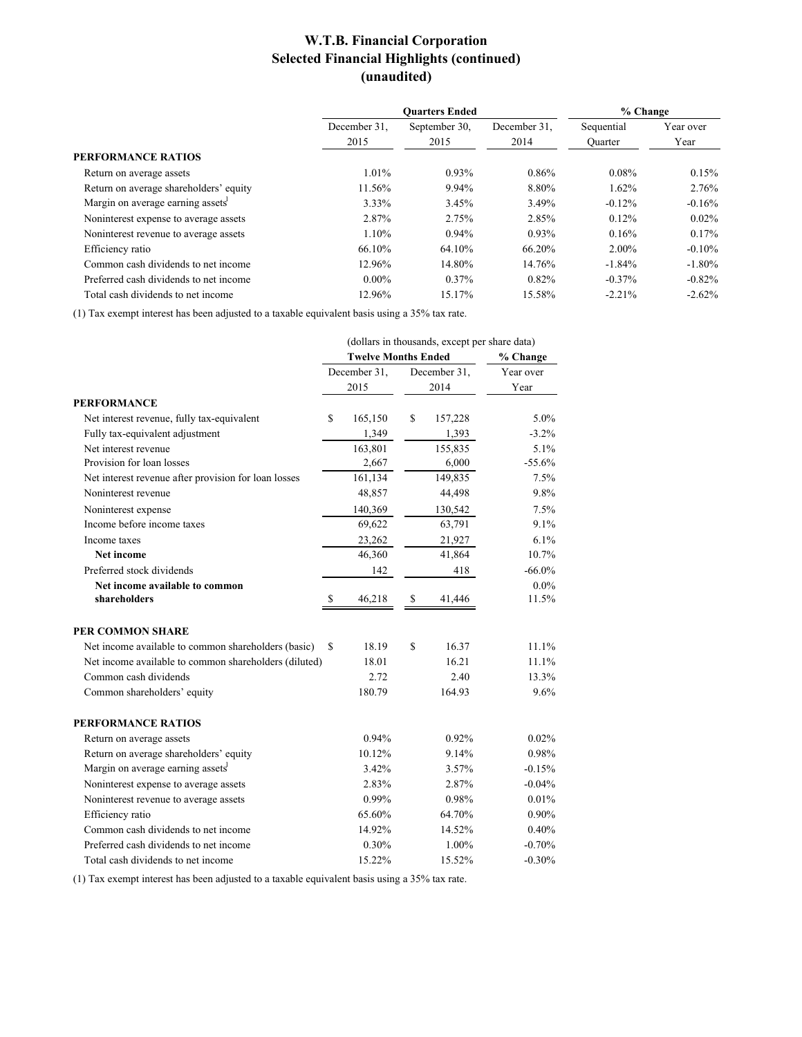# W.T.B. Financial Corporation
## Selected Financial Highlights (continued)
## (unaudited)

| | Quarters Ended | | | % Change | |
|---|---|---|---|---|---|
| | December 31, 2015 | September 30, 2015 | December 31, 2014 | Sequential Quarter | Year over Year |
| **PERFORMANCE RATIOS** | | | | | |
| Return on average assets | 1.01% | 0.93% | 0.86% | 0.08% | 0.15% |
| Return on average shareholders' equity | 11.56% | 9.94% | 8.80% | 1.62% | 2.76% |
| Margin on average earning assets[1] | 3.33% | 3.45% | 3.49% | -0.12% | -0.16% |
| Noninterest expense to average assets | 2.87% | 2.75% | 2.85% | 0.12% | 0.02% |
| Noninterest revenue to average assets | 1.10% | 0.94% | 0.93% | 0.16% | 0.17% |
| Efficiency ratio | 66.10% | 64.10% | 66.20% | 2.00% | -0.10% |
| Common cash dividends to net income | 12.96% | 14.80% | 14.76% | -1.84% | -1.80% |
| Preferred cash dividends to net income | 0.00% | 0.37% | 0.82% | -0.37% | -0.82% |
| Total cash dividends to net income | 12.96% | 15.17% | 15.58% | -2.21% | -2.62% |

(1) Tax exempt interest has been adjusted to a taxable equivalent basis using a 35% tax rate.

(dollars in thousands, except per share data)

| | Twelve Months Ended | | % Change |
|---|---|---|---|
| | December 31, 2015 | December 31, 2014 | Year over Year |
| **PERFORMANCE** | | | |
| Net interest revenue, fully tax-equivalent | $ 165,150 | $ 157,228 | 5.0% |
| Fully tax-equivalent adjustment | 1,349 | 1,393 | -3.2% |
| Net interest revenue | 163,801 | 155,835 | 5.1% |
| Provision for loan losses | 2,667 | 6,000 | -55.6% |
| Net interest revenue after provision for loan losses | 161,134 | 149,835 | 7.5% |
| Noninterest revenue | 48,857 | 44,498 | 9.8% |
| Noninterest expense | 140,369 | 130,542 | 7.5% |
| Income before income taxes | 69,622 | 63,791 | 9.1% |
| Income taxes | 23,262 | 21,927 | 6.1% |
| **Net income** | 46,360 | 41,864 | 10.7% |
| Preferred stock dividends | 142 | 418 | -66.0% |
| **Net income available to common shareholders** | $ 46,218 | $ 41,446 | 0.0% 11.5% |
| **PER COMMON SHARE** | | | |
| Net income available to common shareholders (basic) | $ 18.19 | $ 16.37 | 11.1% |
| Net income available to common shareholders (diluted) | 18.01 | 16.21 | 11.1% |
| Common cash dividends | 2.72 | 2.40 | 13.3% |
| Common shareholders' equity | 180.79 | 164.93 | 9.6% |
| **PERFORMANCE RATIOS** | | | |
| Return on average assets | 0.94% | 0.92% | 0.02% |
| Return on average shareholders' equity | 10.12% | 9.14% | 0.98% |
| Margin on average earning assets[1] | 3.42% | 3.57% | -0.15% |
| Noninterest expense to average assets | 2.83% | 2.87% | -0.04% |
| Noninterest revenue to average assets | 0.99% | 0.98% | 0.01% |
| Efficiency ratio | 65.60% | 64.70% | 0.90% |
| Common cash dividends to net income | 14.92% | 14.52% | 0.40% |
| Preferred cash dividends to net income | 0.30% | 1.00% | -0.70% |
| Total cash dividends to net income | 15.22% | 15.52% | -0.30% |

(1) Tax exempt interest has been adjusted to a taxable equivalent basis using a 35% tax rate.